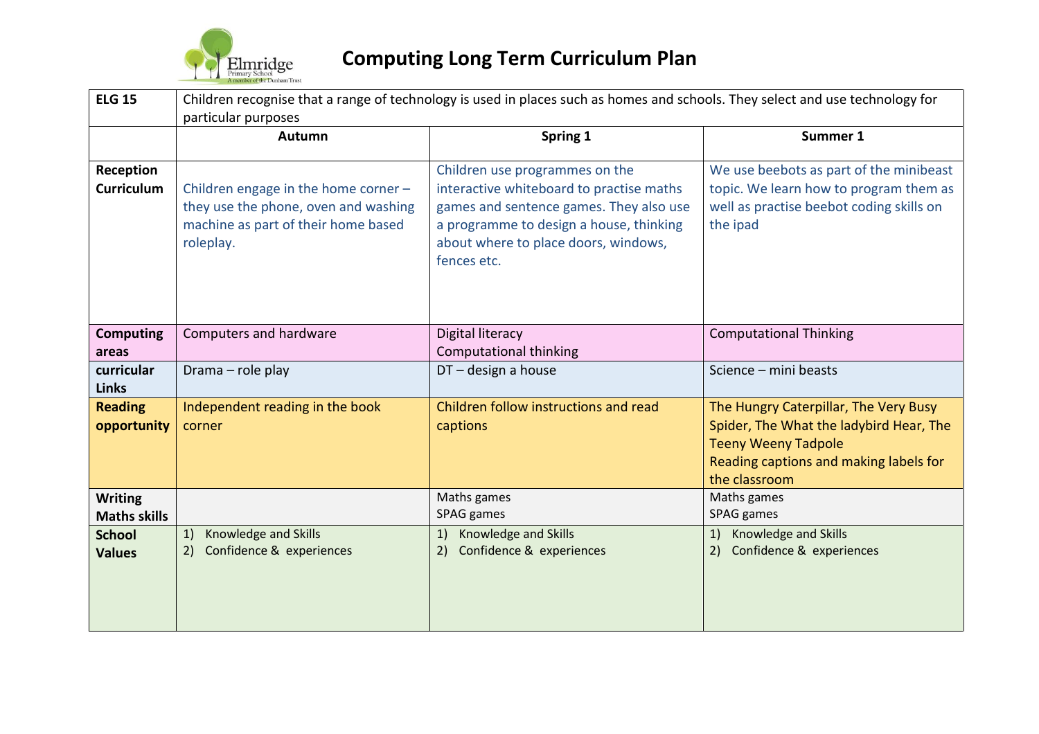# Computing Long Term Curriculum Plan

| ELG 15 | Children recognise that a range of technology is used in places such as homes and schools. They select and use technology for particular purposes | | |
|---|---|---|---|
| | **Autumn** | **Spring 1** | **Summer 1** |
| **Reception Curriculum** | Children engage in the home corner – they use the phone, oven and washing machine as part of their home based roleplay. | Children use programmes on the interactive whiteboard to practise maths games and sentence games. They also use a programme to design a house, thinking about where to place doors, windows, fences etc. | We use beebots as part of the minibeast topic. We learn how to program them as well as practise beebot coding skills on the ipad |
| **Computing areas** | Computers and hardware | Digital literacy<br>Computational thinking | Computational Thinking |
| **curricular Links** | Drama – role play | DT – design a house | Science – mini beasts |
| **Reading opportunity** | Independent reading in the book corner | Children follow instructions and read captions | The Hungry Caterpillar, The Very Busy Spider, The What the ladybird Hear, The Teeny Weeny Tadpole<br>Reading captions and making labels for the classroom |
| **Writing Maths skills** | | Maths games<br>SPAG games | Maths games<br>SPAG games |
| **School Values** | 1) Knowledge and Skills<br>2) Confidence & experiences | 1) Knowledge and Skills<br>2) Confidence & experiences | 1) Knowledge and Skills<br>2) Confidence & experiences |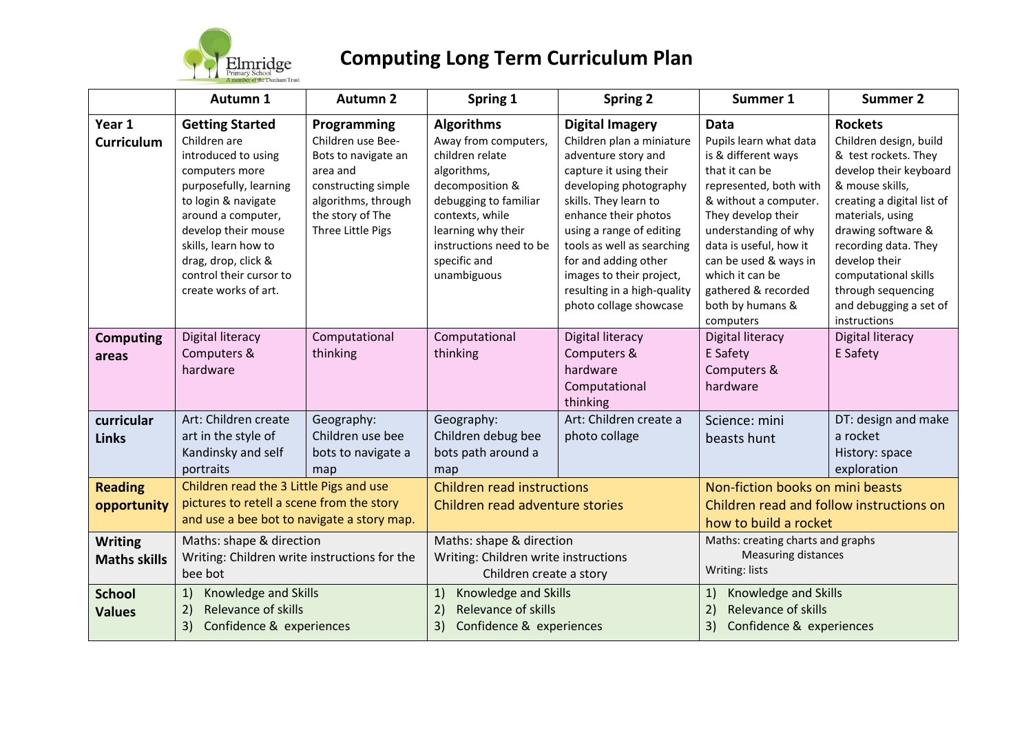# Computing Long Term Curriculum Plan

| | Autumn 1 | Autumn 2 | Spring 1 | Spring 2 | Summer 1 | Summer 2 |
|---|---|---|---|---|---|---|
| **Year 1 Curriculum** | **Getting Started** Children are introduced to using computers more purposefully, learning to login & navigate around a computer, develop their mouse skills, learn how to drag, drop, click & control their cursor to create works of art. | **Programming** Children use Bee-Bots to navigate an area and constructing simple algorithms, through the story of The Three Little Pigs | **Algorithms** Away from computers, children relate algorithms, decomposition & debugging to familiar contexts, while learning why their instructions need to be specific and unambiguous | **Digital Imagery** Children plan a miniature adventure story and capture it using their developing photography skills. They learn to enhance their photos using a range of editing tools as well as searching for and adding other images to their project, resulting in a high-quality photo collage showcase | **Data** Pupils learn what data is & different ways that it can be represented, both with & without a computer. They develop their understanding of why data is useful, how it can be used & ways in which it can be gathered & recorded both by humans & computers | **Rockets** Children design, build & test rockets. They develop their keyboard & mouse skills, creating a digital list of materials, using drawing software & recording data. They develop their computational skills through sequencing and debugging a set of instructions |
| **Computing areas** | Digital literacy Computers & hardware | Computational thinking | Computational thinking | Digital literacy Computers & hardware Computational thinking | Digital literacy E Safety Computers & hardware | Digital literacy E Safety |
| **curricular Links** | Art: Children create art in the style of Kandinsky and self portraits | Geography: Children use bee bots to navigate a map | Geography: Children debug bee bots path around a map | Art: Children create a photo collage | Science: mini beasts hunt | DT: design and make a rocket History: space exploration |
| **Reading opportunity** | Children read the 3 Little Pigs and use pictures to retell a scene from the story and use a bee bot to navigate a story map. | | Children read instructions Children read adventure stories | | Non-fiction books on mini beasts Children read and follow instructions on how to build a rocket | |
| **Writing Maths skills** | Maths: shape & direction Writing: Children write instructions for the bee bot | | Maths: shape & direction Writing: Children write instructions Children create a story | | Maths: creating charts and graphs Measuring distances Writing: lists | |
| **School Values** | 1) Knowledge and Skills 2) Relevance of skills 3) Confidence & experiences | | 1) Knowledge and Skills 2) Relevance of skills 3) Confidence & experiences | | 1) Knowledge and Skills 2) Relevance of skills 3) Confidence & experiences | |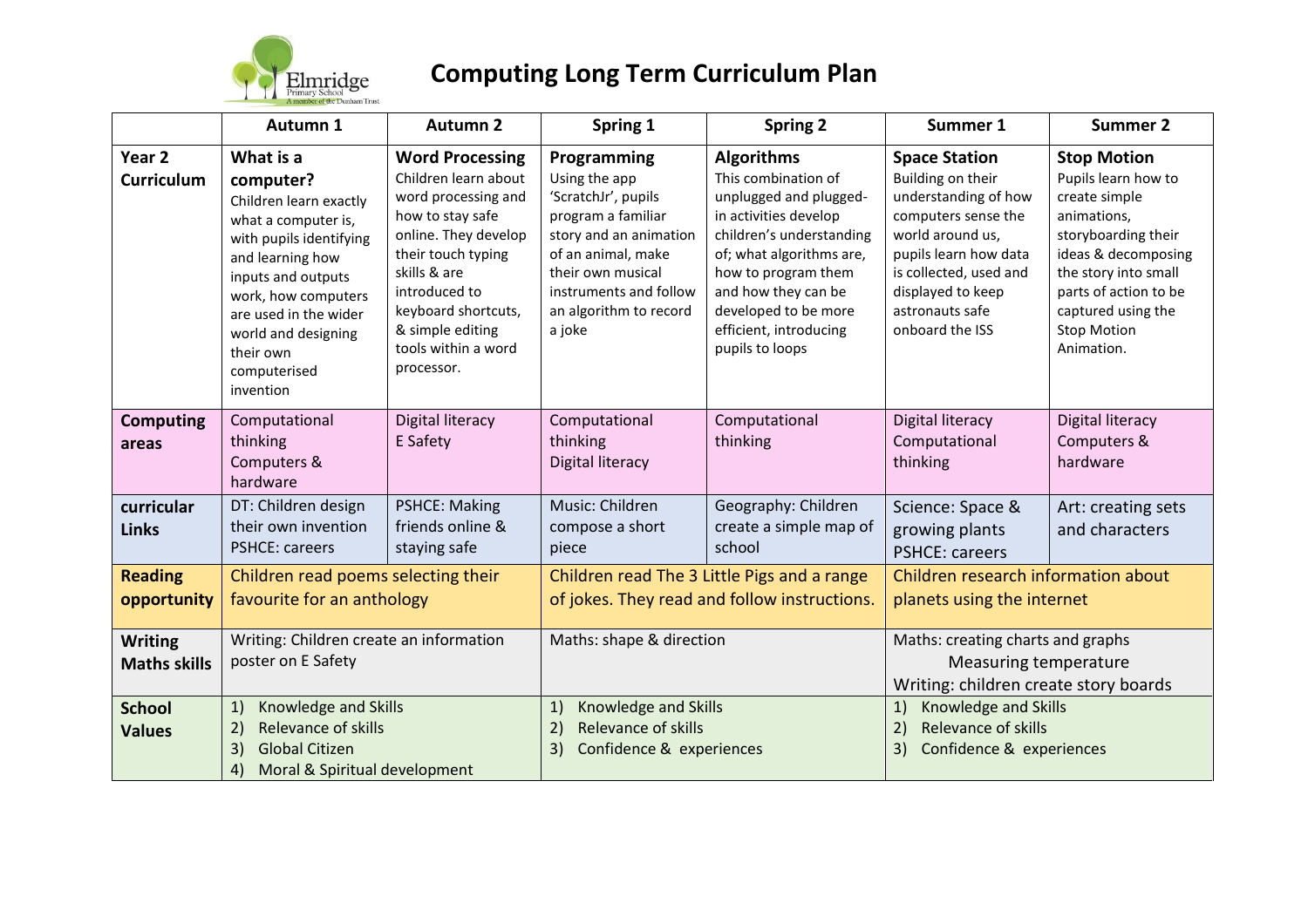# Computing Long Term Curriculum Plan

| | Autumn 1 | Autumn 2 | Spring 1 | Spring 2 | Summer 1 | Summer 2 |
|---|---|---|---|---|---|---|
| **Year 2 Curriculum** | **What is a computer?** Children learn exactly what a computer is, with pupils identifying and learning how inputs and outputs work, how computers are used in the wider world and designing their own computerised invention | **Word Processing** Children learn about word processing and how to stay safe online. They develop their touch typing skills & are introduced to keyboard shortcuts, & simple editing tools within a word processor. | **Programming** Using the app 'ScratchJr', pupils program a familiar story and an animation of an animal, make their own musical instruments and follow an algorithm to record a joke | **Algorithms** This combination of unplugged and plugged-in activities develop children's understanding of; what algorithms are, how to program them and how they can be developed to be more efficient, introducing pupils to loops | **Space Station** Building on their understanding of how computers sense the world around us, pupils learn how data is collected, used and displayed to keep astronauts safe onboard the ISS | **Stop Motion** Pupils learn how to create simple animations, storyboarding their ideas & decomposing the story into small parts of action to be captured using the Stop Motion Animation. |
| **Computing areas** | Computational thinking<br>Computers & hardware | Digital literacy<br>E Safety | Computational thinking<br>Digital literacy | Computational thinking | Digital literacy<br>Computational thinking | Digital literacy<br>Computers & hardware |
| **curricular Links** | DT: Children design their own invention<br>PSHCE: careers | PSHCE: Making friends online & staying safe | Music: Children compose a short piece | Geography: Children create a simple map of school | Science: Space & growing plants<br>PSHCE: careers | Art: creating sets and characters |
| **Reading opportunity** | Children read poems selecting their favourite for an anthology | | Children read The 3 Little Pigs and a range of jokes. They read and follow instructions. | | Children research information about planets using the internet | |
| **Writing Maths skills** | Writing: Children create an information poster on E Safety | | Maths: shape & direction | | Maths: creating charts and graphs<br>Measuring temperature<br>Writing: children create story boards | |
| **School Values** | 1) Knowledge and Skills<br>2) Relevance of skills<br>3) Global Citizen<br>4) Moral & Spiritual development | | 1) Knowledge and Skills<br>2) Relevance of skills<br>3) Confidence & experiences | | 1) Knowledge and Skills<br>2) Relevance of skills<br>3) Confidence & experiences | |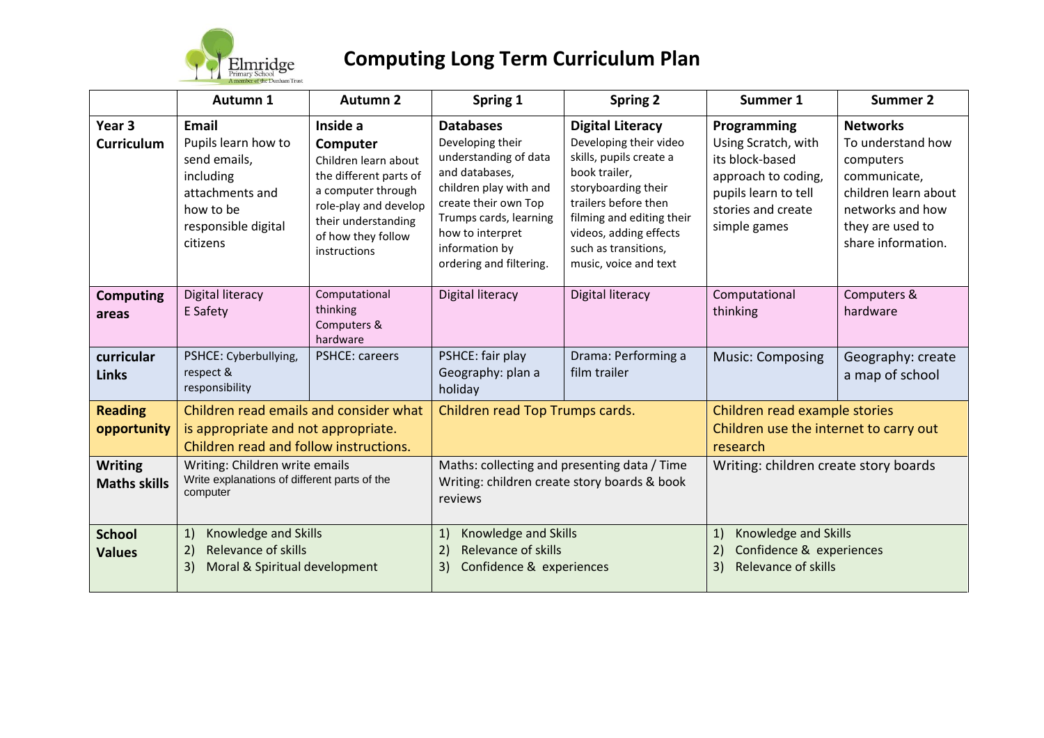# Computing Long Term Curriculum Plan

| | Autumn 1 | Autumn 2 | Spring 1 | Spring 2 | Summer 1 | Summer 2 |
|---|---|---|---|---|---|---|
| **Year 3 Curriculum** | **Email** Pupils learn how to send emails, including attachments and how to be responsible digital citizens | **Inside a Computer** Children learn about the different parts of a computer through role-play and develop their understanding of how they follow instructions | **Databases** Developing their understanding of data and databases, children play with and create their own Top Trumps cards, learning how to interpret information by ordering and filtering. | **Digital Literacy** Developing their video skills, pupils create a book trailer, storyboarding their trailers before then filming and editing their videos, adding effects such as transitions, music, voice and text | **Programming** Using Scratch, with its block-based approach to coding, pupils learn to tell stories and create simple games | **Networks** To understand how computers communicate, children learn about networks and how they are used to share information. |
| **Computing areas** | Digital literacy<br>E Safety | Computational thinking<br>Computers & hardware | Digital literacy | Digital literacy | Computational thinking | Computers & hardware |
| **curricular Links** | PSHCE: Cyberbullying, respect & responsibility | PSHCE: careers | PSHCE: fair play<br>Geography: plan a holiday | Drama: Performing a film trailer | Music: Composing | Geography: create a map of school |
| **Reading opportunity** | Children read emails and consider what is appropriate and not appropriate. Children read and follow instructions. | | Children read Top Trumps cards. | | Children read example stories<br>Children use the internet to carry out research | |
| **Writing Maths skills** | Writing: Children write emails<br>Write explanations of different parts of the computer | | Maths: collecting and presenting data / Time<br>Writing: children create story boards & book reviews | | Writing: children create story boards | |
| **School Values** | 1) Knowledge and Skills<br>2) Relevance of skills<br>3) Moral & Spiritual development | | 1) Knowledge and Skills<br>2) Relevance of skills<br>3) Confidence & experiences | | 1) Knowledge and Skills<br>2) Confidence & experiences<br>3) Relevance of skills | |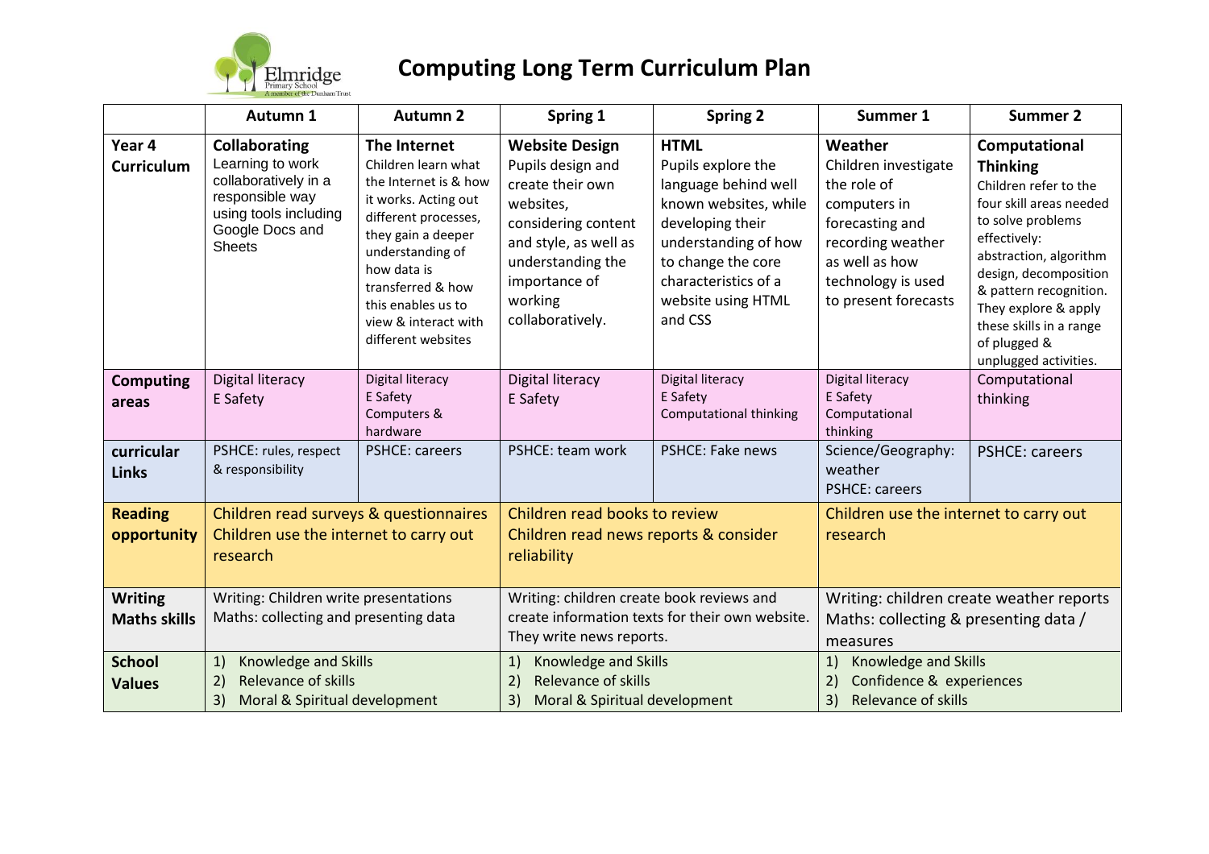# Computing Long Term Curriculum Plan

| | Autumn 1 | Autumn 2 | Spring 1 | Spring 2 | Summer 1 | Summer 2 |
|---|---|---|---|---|---|---|
| **Year 4 Curriculum** | **Collaborating** Learning to work collaboratively in a responsible way using tools including Google Docs and Sheets | **The Internet** Children learn what the Internet is & how it works. Acting out different processes, they gain a deeper understanding of how data is transferred & how this enables us to view & interact with different websites | **Website Design** Pupils design and create their own websites, considering content and style, as well as understanding the importance of working collaboratively. | **HTML** Pupils explore the language behind well known websites, while developing their understanding of how to change the core characteristics of a website using HTML and CSS | **Weather** Children investigate the role of computers in forecasting and recording weather as well as how technology is used to present forecasts | **Computational Thinking** Children refer to the four skill areas needed to solve problems effectively: abstraction, algorithm design, decomposition & pattern recognition. They explore & apply these skills in a range of plugged & unplugged activities. |
| **Computing areas** | Digital literacy<br>E Safety | Digital literacy<br>E Safety<br>Computers & hardware | Digital literacy<br>E Safety | Digital literacy<br>E Safety<br>Computational thinking | Digital literacy<br>E Safety<br>Computational thinking | Computational thinking |
| **curricular Links** | PSHCE: rules, respect & responsibility | PSHCE: careers | PSHCE: team work | PSHCE: Fake news | Science/Geography: weather<br>PSHCE: careers | PSHCE: careers |
| **Reading opportunity** | Children read surveys & questionnaires<br>Children use the internet to carry out research | | Children read books to review<br>Children read news reports & consider reliability | | Children use the internet to carry out research | |
| **Writing Maths skills** | Writing: Children write presentations<br>Maths: collecting and presenting data | | Writing: children create book reviews and create information texts for their own website. They write news reports. | | Writing: children create weather reports<br>Maths: collecting & presenting data / measures | |
| **School Values** | 1) Knowledge and Skills<br>2) Relevance of skills<br>3) Moral & Spiritual development | | 1) Knowledge and Skills<br>2) Relevance of skills<br>3) Moral & Spiritual development | | 1) Knowledge and Skills<br>2) Confidence & experiences<br>3) Relevance of skills | |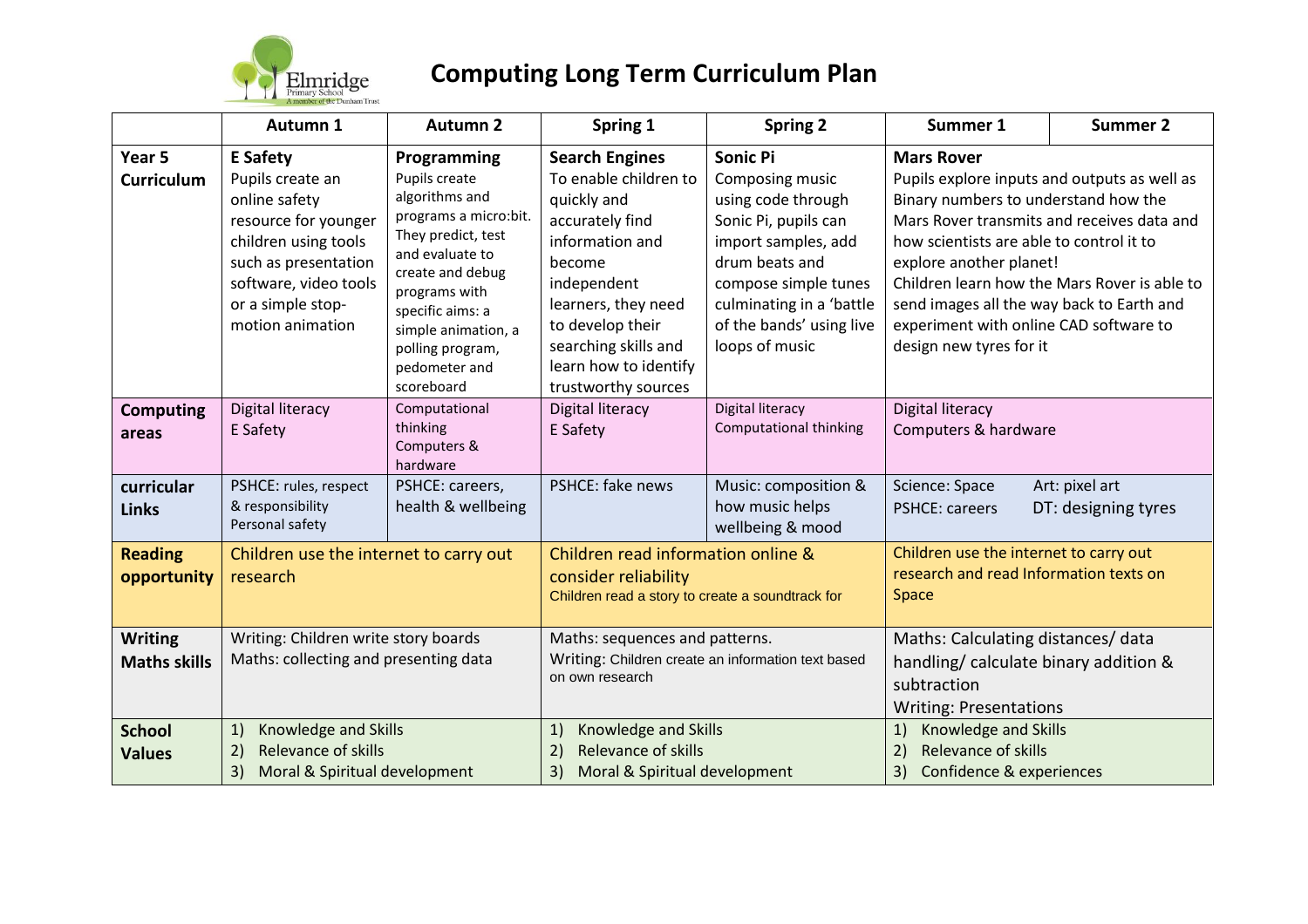Elmridge Primary School
A member of the Dunham Trust

# Computing Long Term Curriculum Plan

| | Autumn 1 | Autumn 2 | Spring 1 | Spring 2 | Summer 1 | Summer 2 |
|---|---|---|---|---|---|---|
| **Year 5 Curriculum** | **E Safety** Pupils create an online safety resource for younger children using tools such as presentation software, video tools or a simple stop-motion animation | **Programming** Pupils create algorithms and programs a micro:bit. They predict, test and evaluate to create and debug programs with specific aims: a simple animation, a polling program, pedometer and scoreboard | **Search Engines** To enable children to quickly and accurately find information and become independent learners, they need to develop their searching skills and learn how to identify trustworthy sources | **Sonic Pi** Composing music using code through Sonic Pi, pupils can import samples, add drum beats and compose simple tunes culminating in a 'battle of the bands' using live loops of music | **Mars Rover** Pupils explore inputs and outputs as well as Binary numbers to understand how the Mars Rover transmits and receives data and how scientists are able to control it to explore another planet! Children learn how the Mars Rover is able to send images all the way back to Earth and experiment with online CAD software to design new tyres for it | |
| **Computing areas** | Digital literacy<br>E Safety | Computational thinking<br>Computers & hardware | Digital literacy<br>E Safety | Digital literacy<br>Computational thinking | Digital literacy<br>Computers & hardware | |
| **curricular Links** | PSHCE: rules, respect & responsibility<br>Personal safety | PSHCE: careers, health & wellbeing | PSHCE: fake news | Music: composition & how music helps wellbeing & mood | Science: Space<br>PSHCE: careers | Art: pixel art<br>DT: designing tyres |
| **Reading opportunity** | Children use the internet to carry out research | | Children read information online & consider reliability<br>Children read a story to create a soundtrack for | | Children use the internet to carry out research and read Information texts on Space | |
| **Writing Maths skills** | Writing: Children write story boards<br>Maths: collecting and presenting data | | Maths: sequences and patterns.<br>Writing: Children create an information text based on own research | | Maths: Calculating distances/ data handling/ calculate binary addition & subtraction<br>Writing: Presentations | |
| **School Values** | 1) Knowledge and Skills<br>2) Relevance of skills<br>3) Moral & Spiritual development | | 1) Knowledge and Skills<br>2) Relevance of skills<br>3) Moral & Spiritual development | | 1) Knowledge and Skills<br>2) Relevance of skills<br>3) Confidence & experiences | |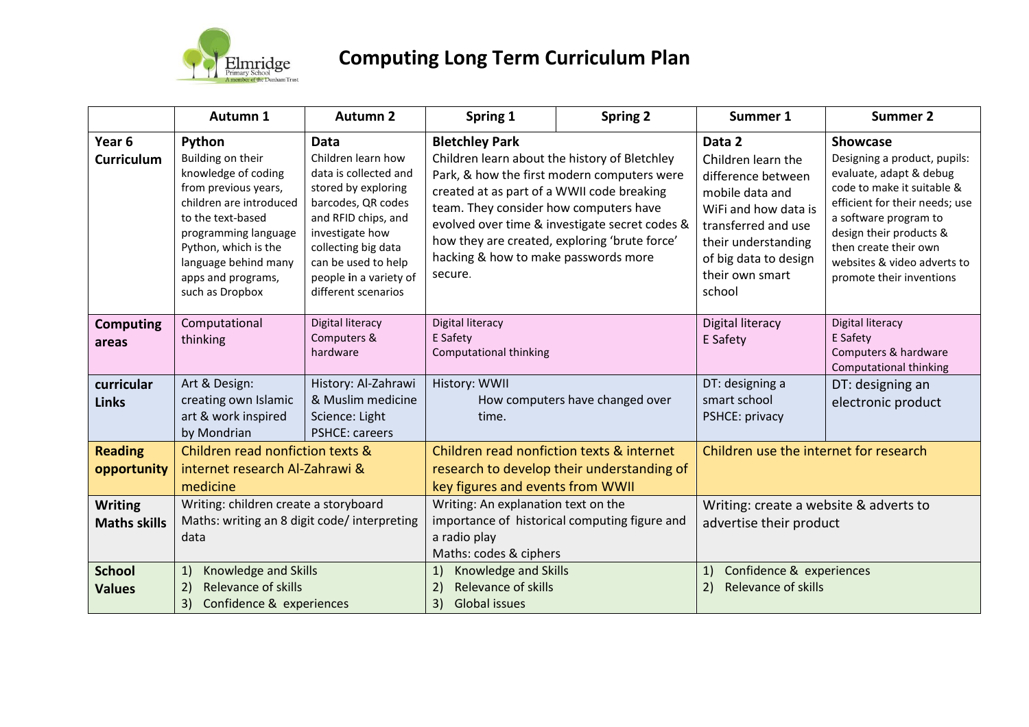# Computing Long Term Curriculum Plan

| | Autumn 1 | Autumn 2 | Spring 1 | Spring 2 | Summer 1 | Summer 2 |
|---|---|---|---|---|---|---|
| **Year 6 Curriculum** | **Python** Building on their knowledge of coding from previous years, children are introduced to the text-based programming language Python, which is the language behind many apps and programs, such as Dropbox | **Data** Children learn how data is collected and stored by exploring barcodes, QR codes and RFID chips, and investigate how collecting big data can be used to help people in a variety of different scenarios | **Bletchley Park** Children learn about the history of Bletchley Park, & how the first modern computers were created at as part of a WWII code breaking team. They consider how computers have evolved over time & investigate secret codes & how they are created, exploring 'brute force' hacking & how to make passwords more secure. | | **Data 2** Children learn the difference between mobile data and WiFi and how data is transferred and use their understanding of big data to design their own smart school | **Showcase** Designing a product, pupils: evaluate, adapt & debug code to make it suitable & efficient for their needs; use a software program to design their products & then create their own websites & video adverts to promote their inventions |
| **Computing areas** | Computational thinking | Digital literacy<br>Computers & hardware | Digital literacy<br>E Safety<br>Computational thinking | | Digital literacy<br>E Safety | Digital literacy<br>E Safety<br>Computers & hardware<br>Computational thinking |
| **curricular Links** | Art & Design: creating own Islamic art & work inspired by Mondrian | History: Al-Zahrawi & Muslim medicine<br>Science: Light<br>PSHCE: careers | History: WWII<br>How computers have changed over time. | | DT: designing a smart school<br>PSHCE: privacy | DT: designing an electronic product |
| **Reading opportunity** | Children read nonfiction texts & internet research Al-Zahrawi & medicine | | Children read nonfiction texts & internet research to develop their understanding of key figures and events from WWII | | Children use the internet for research | |
| **Writing Maths skills** | Writing: children create a storyboard<br>Maths: writing an 8 digit code/ interpreting data | | Writing: An explanation text on the importance of historical computing figure and a radio play<br>Maths: codes & ciphers | | Writing: create a website & adverts to advertise their product | |
| **School Values** | 1) Knowledge and Skills<br>2) Relevance of skills<br>3) Confidence & experiences | | 1) Knowledge and Skills<br>2) Relevance of skills<br>3) Global issues | | 1) Confidence & experiences<br>2) Relevance of skills | |